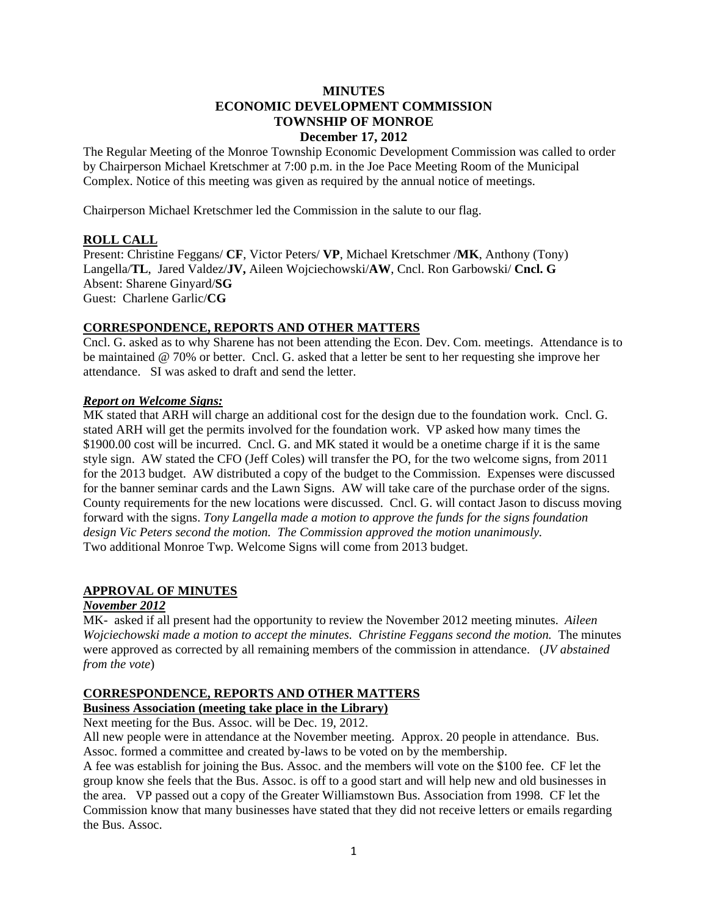# MINUTES
# ECONOMIC DEVELOPMENT COMMISSION
# TOWNSHIP OF MONROE
# December 17, 2012

The Regular Meeting of the Monroe Township Economic Development Commission was called to order by Chairperson Michael Kretschmer at 7:00 p.m. in the Joe Pace Meeting Room of the Municipal Complex. Notice of this meeting was given as required by the annual notice of meetings.

Chairperson Michael Kretschmer led the Commission in the salute to our flag.

## ROLL CALL

Present: Christine Feggans/ **CF**, Victor Peters/ **VP**, Michael Kretschmer /**MK**, Anthony (Tony) Langella/**TL**, Jared Valdez/**JV,** Aileen Wojciechowski/**AW**, Cncl. Ron Garbowski/ **Cncl. G**
Absent: Sharene Ginyard/**SG**
Guest: Charlene Garlic/**CG**

## CORRESPONDENCE, REPORTS AND OTHER MATTERS

Cncl. G. asked as to why Sharene has not been attending the Econ. Dev. Com. meetings. Attendance is to be maintained @ 70% or better. Cncl. G. asked that a letter be sent to her requesting she improve her attendance. SI was asked to draft and send the letter.

### *Report on Welcome Signs:*

MK stated that ARH will charge an additional cost for the design due to the foundation work. Cncl. G. stated ARH will get the permits involved for the foundation work. VP asked how many times the $1900.00 cost will be incurred. Cncl. G. and MK stated it would be a onetime charge if it is the same style sign. AW stated the CFO (Jeff Coles) will transfer the PO, for the two welcome signs, from 2011 for the 2013 budget. AW distributed a copy of the budget to the Commission. Expenses were discussed for the banner seminar cards and the Lawn Signs. AW will take care of the purchase order of the signs. County requirements for the new locations were discussed. Cncl. G. will contact Jason to discuss moving forward with the signs. *Tony Langella made a motion to approve the funds for the signs foundation design Vic Peters second the motion. The Commission approved the motion unanimously.*
Two additional Monroe Twp. Welcome Signs will come from 2013 budget.

## APPROVAL OF MINUTES

### *November 2012*

MK- asked if all present had the opportunity to review the November 2012 meeting minutes. *Aileen Wojciechowski made a motion to accept the minutes. Christine Feggans second the motion.* The minutes were approved as corrected by all remaining members of the commission in attendance. (*JV abstained from the vote*)

## CORRESPONDENCE, REPORTS AND OTHER MATTERS

**Business Association (meeting take place in the Library)**

Next meeting for the Bus. Assoc. will be Dec. 19, 2012.
All new people were in attendance at the November meeting. Approx. 20 people in attendance. Bus. Assoc. formed a committee and created by-laws to be voted on by the membership.
A fee was establish for joining the Bus. Assoc. and the members will vote on the $100 fee. CF let the group know she feels that the Bus. Assoc. is off to a good start and will help new and old businesses in the area. VP passed out a copy of the Greater Williamstown Bus. Association from 1998. CF let the Commission know that many businesses have stated that they did not receive letters or emails regarding the Bus. Assoc.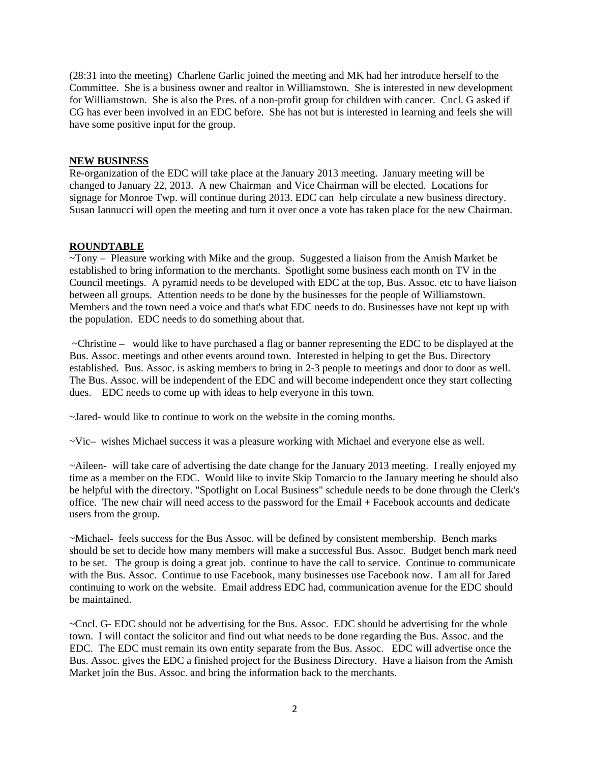(28:31 into the meeting) Charlene Garlic joined the meeting and MK had her introduce herself to the Committee. She is a business owner and realtor in Williamstown. She is interested in new development for Williamstown. She is also the Pres. of a non-profit group for children with cancer. Cncl. G asked if CG has ever been involved in an EDC before. She has not but is interested in learning and feels she will have some positive input for the group.

**NEW BUSINESS**

Re-organization of the EDC will take place at the January 2013 meeting. January meeting will be changed to January 22, 2013. A new Chairman and Vice Chairman will be elected. Locations for signage for Monroe Twp. will continue during 2013. EDC can help circulate a new business directory. Susan Iannucci will open the meeting and turn it over once a vote has taken place for the new Chairman.

**ROUNDTABLE**

~Tony – Pleasure working with Mike and the group. Suggested a liaison from the Amish Market be established to bring information to the merchants. Spotlight some business each month on TV in the Council meetings. A pyramid needs to be developed with EDC at the top, Bus. Assoc. etc to have liaison between all groups. Attention needs to be done by the businesses for the people of Williamstown. Members and the town need a voice and that's what EDC needs to do. Businesses have not kept up with the population. EDC needs to do something about that.

~Christine – would like to have purchased a flag or banner representing the EDC to be displayed at the Bus. Assoc. meetings and other events around town. Interested in helping to get the Bus. Directory established. Bus. Assoc. is asking members to bring in 2-3 people to meetings and door to door as well. The Bus. Assoc. will be independent of the EDC and will become independent once they start collecting dues. EDC needs to come up with ideas to help everyone in this town.

~Jared- would like to continue to work on the website in the coming months.

~Vic– wishes Michael success it was a pleasure working with Michael and everyone else as well.

~Aileen- will take care of advertising the date change for the January 2013 meeting. I really enjoyed my time as a member on the EDC. Would like to invite Skip Tomarcio to the January meeting he should also be helpful with the directory. "Spotlight on Local Business" schedule needs to be done through the Clerk's office. The new chair will need access to the password for the Email + Facebook accounts and dedicate users from the group.

~Michael- feels success for the Bus Assoc. will be defined by consistent membership. Bench marks should be set to decide how many members will make a successful Bus. Assoc. Budget bench mark need to be set. The group is doing a great job. continue to have the call to service. Continue to communicate with the Bus. Assoc. Continue to use Facebook, many businesses use Facebook now. I am all for Jared continuing to work on the website. Email address EDC had, communication avenue for the EDC should be maintained.

~Cncl. G- EDC should not be advertising for the Bus. Assoc. EDC should be advertising for the whole town. I will contact the solicitor and find out what needs to be done regarding the Bus. Assoc. and the EDC. The EDC must remain its own entity separate from the Bus. Assoc. EDC will advertise once the Bus. Assoc. gives the EDC a finished project for the Business Directory. Have a liaison from the Amish Market join the Bus. Assoc. and bring the information back to the merchants.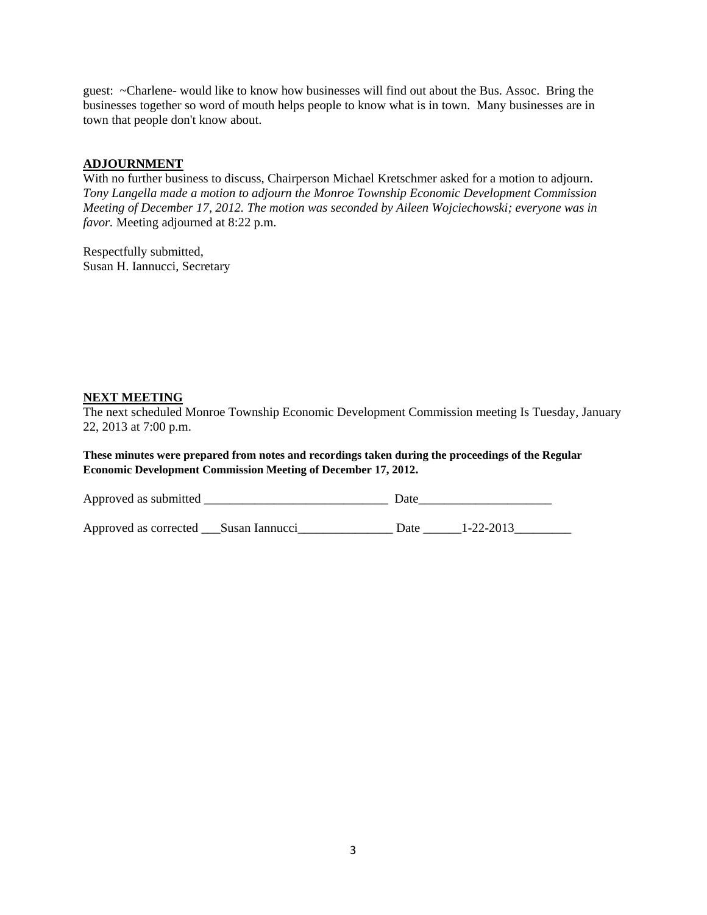guest: ~Charlene- would like to know how businesses will find out about the Bus. Assoc. Bring the businesses together so word of mouth helps people to know what is in town. Many businesses are in town that people don't know about.

**ADJOURNMENT**

With no further business to discuss, Chairperson Michael Kretschmer asked for a motion to adjourn. *Tony Langella made a motion to adjourn the Monroe Township Economic Development Commission Meeting of December 17, 2012. The motion was seconded by Aileen Wojciechowski; everyone was in favor.* Meeting adjourned at 8:22 p.m.

Respectfully submitted,
Susan H. Iannucci, Secretary

**NEXT MEETING**

The next scheduled Monroe Township Economic Development Commission meeting Is Tuesday, January 22, 2013 at 7:00 p.m.

**These minutes were prepared from notes and recordings taken during the proceedings of the Regular Economic Development Commission Meeting of December 17, 2012.**

Approved as submitted ______________________________ Date_____________________

Approved as corrected ___Susan Iannucci_______________ Date ______1-22-2013_________